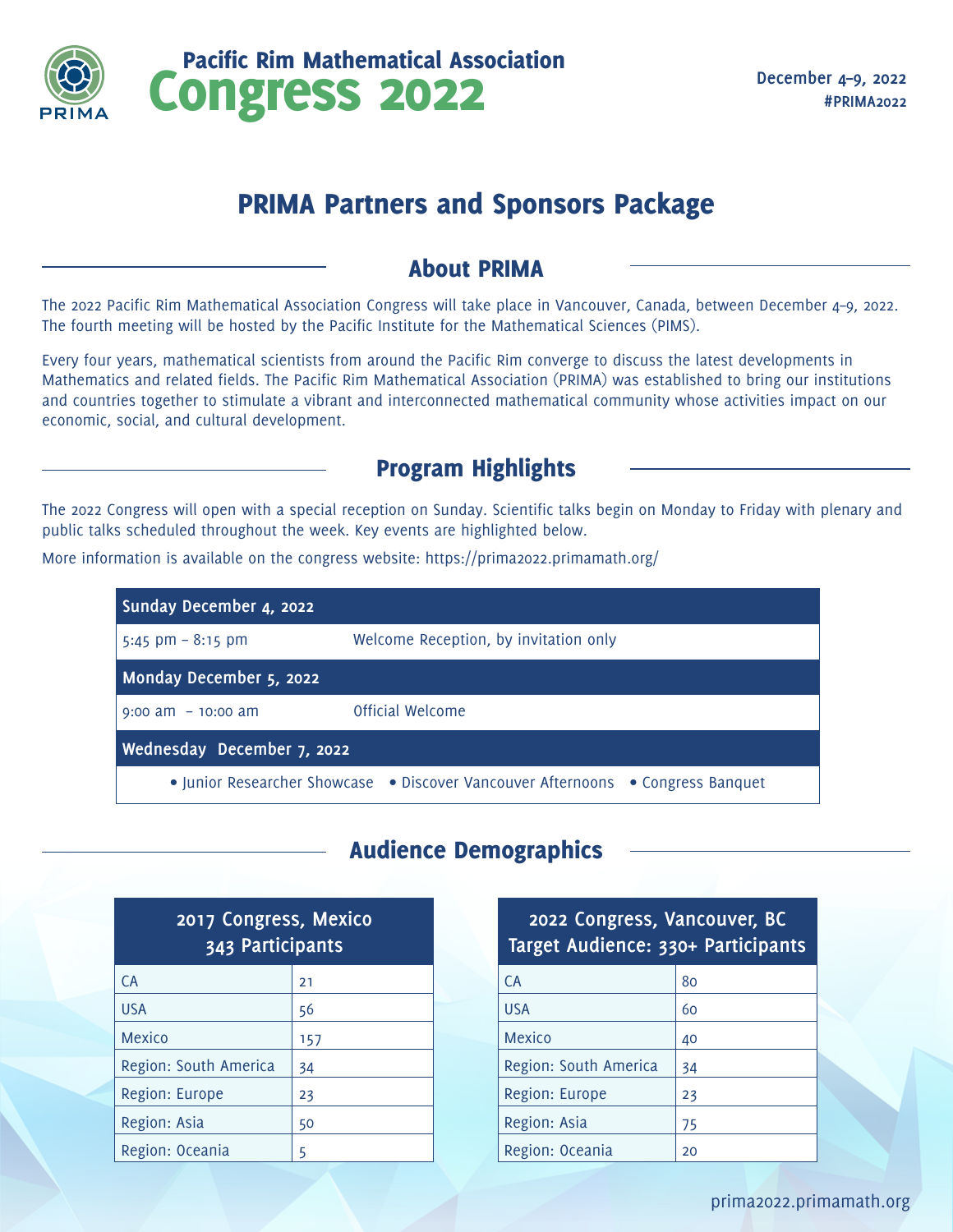PRIMA

# Pacific Rim Mathematical Association Congress 2022

**December 4–9, 2022**
**#PRIMA2022**

## PRIMA Partners and Sponsors Package

### About PRIMA

The 2022 Pacific Rim Mathematical Association Congress will take place in Vancouver, Canada, between December 4–9, 2022. The fourth meeting will be hosted by the Pacific Institute for the Mathematical Sciences (PIMS).

Every four years, mathematical scientists from around the Pacific Rim converge to discuss the latest developments in Mathematics and related fields. The Pacific Rim Mathematical Association (PRIMA) was established to bring our institutions and countries together to stimulate a vibrant and interconnected mathematical community whose activities impact on our economic, social, and cultural development.

### Program Highlights

The 2022 Congress will open with a special reception on Sunday. Scientific talks begin on Monday to Friday with plenary and public talks scheduled throughout the week. Key events are highlighted below.

More information is available on the congress website: https://prima2022.primamath.org/

| Sunday December 4, 2022 | |
|---|---|
| 5:45 pm – 8:15 pm | Welcome Reception, by invitation only |
| **Monday December 5, 2022** | |
| 9:00 am – 10:00 am | Official Welcome |
| **Wednesday December 7, 2022** | |
| • Junior Researcher Showcase • Discover Vancouver Afternoons • Congress Banquet | |

### Audience Demographics

| 2017 Congress, Mexico 343 Participants | |
|---|---|
| CA | 21 |
| USA | 56 |
| Mexico | 157 |
| Region: South America | 34 |
| Region: Europe | 23 |
| Region: Asia | 50 |
| Region: Oceania | 5 |

| 2022 Congress, Vancouver, BC Target Audience: 330+ Participants | |
|---|---|
| CA | 80 |
| USA | 60 |
| Mexico | 40 |
| Region: South America | 34 |
| Region: Europe | 23 |
| Region: Asia | 75 |
| Region: Oceania | 20 |

prima2022.primamath.org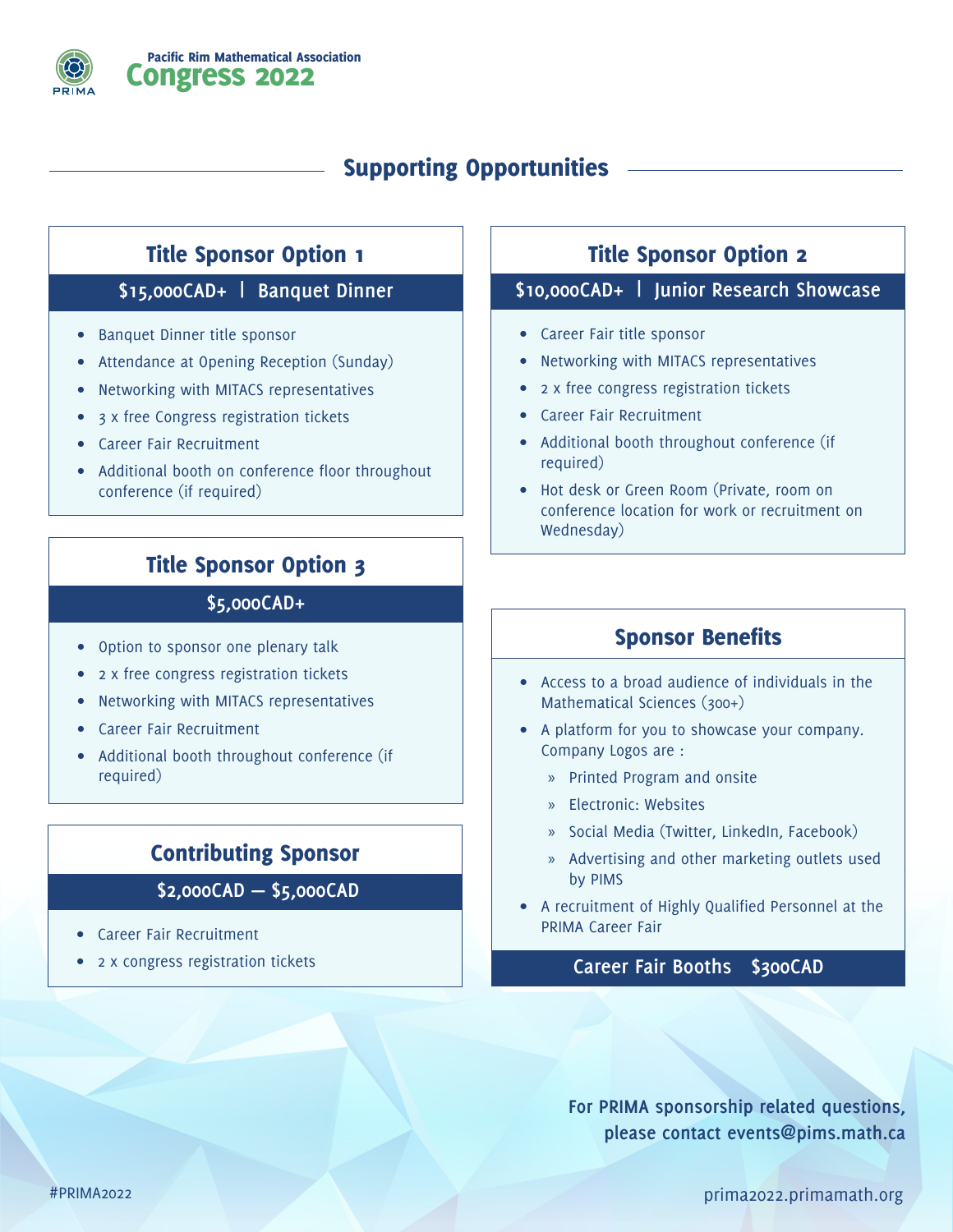Pacific Rim Mathematical Association
**Congress 2022**

## Supporting Opportunities

### Title Sponsor Option 1

**$15,000CAD+ | Banquet Dinner**

- Banquet Dinner title sponsor
- Attendance at Opening Reception (Sunday)
- Networking with MITACS representatives
- 3 x free Congress registration tickets
- Career Fair Recruitment
- Additional booth on conference floor throughout conference (if required)

### Title Sponsor Option 3

**$5,000CAD+**

- Option to sponsor one plenary talk
- 2 x free congress registration tickets
- Networking with MITACS representatives
- Career Fair Recruitment
- Additional booth throughout conference (if required)

### Contributing Sponsor

**$2,000CAD — $5,000CAD**

- Career Fair Recruitment
- 2 x congress registration tickets

### Title Sponsor Option 2

**$10,000CAD+ | Junior Research Showcase**

- Career Fair title sponsor
- Networking with MITACS representatives
- 2 x free congress registration tickets
- Career Fair Recruitment
- Additional booth throughout conference (if required)
- Hot desk or Green Room (Private, room on conference location for work or recruitment on Wednesday)

### Sponsor Benefits

- Access to a broad audience of individuals in the Mathematical Sciences (300+)
- A platform for you to showcase your company. Company Logos are :
  - Printed Program and onsite
  - Electronic: Websites
  - Social Media (Twitter, LinkedIn, Facebook)
  - Advertising and other marketing outlets used by PIMS
- A recruitment of Highly Qualified Personnel at the PRIMA Career Fair

**Career Fair Booths $300CAD**

**For PRIMA sponsorship related questions, please contact events@pims.math.ca**

#PRIMA2022

prima2022.primamath.org